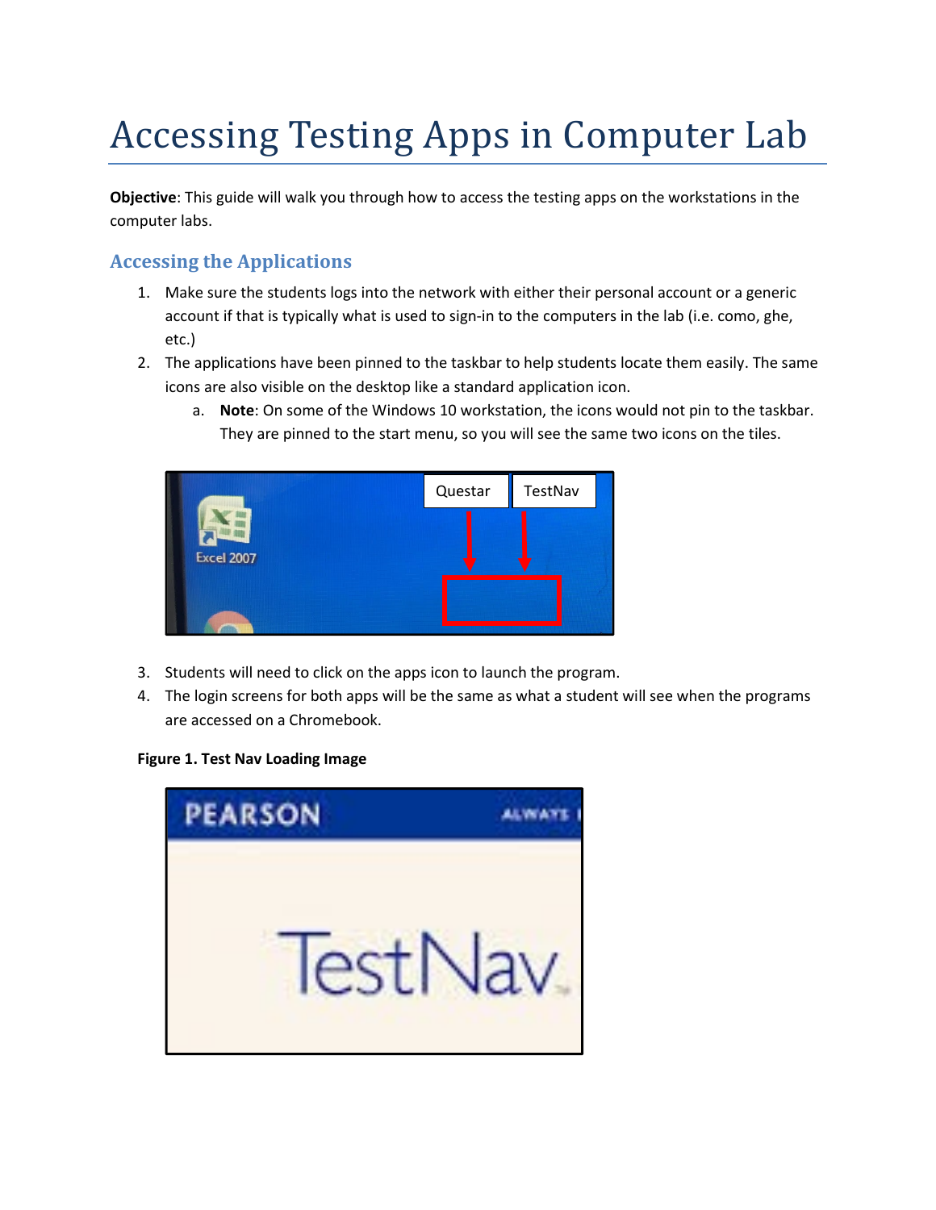# Accessing Testing Apps in Computer Lab

**Objective**: This guide will walk you through how to access the testing apps on the workstations in the computer labs.

## Accessing the Applications

1. Make sure the students logs into the network with either their personal account or a generic account if that is typically what is used to sign-in to the computers in the lab (i.e. como, ghe, etc.)
2. The applications have been pinned to the taskbar to help students locate them easily. The same icons are also visible on the desktop like a standard application icon.
   a. **Note**: On some of the Windows 10 workstation, the icons would not pin to the taskbar. They are pinned to the start menu, so you will see the same two icons on the tiles.

3. Students will need to click on the apps icon to launch the program.
4. The login screens for both apps will be the same as what a student will see when the programs are accessed on a Chromebook.

**Figure 1. Test Nav Loading Image**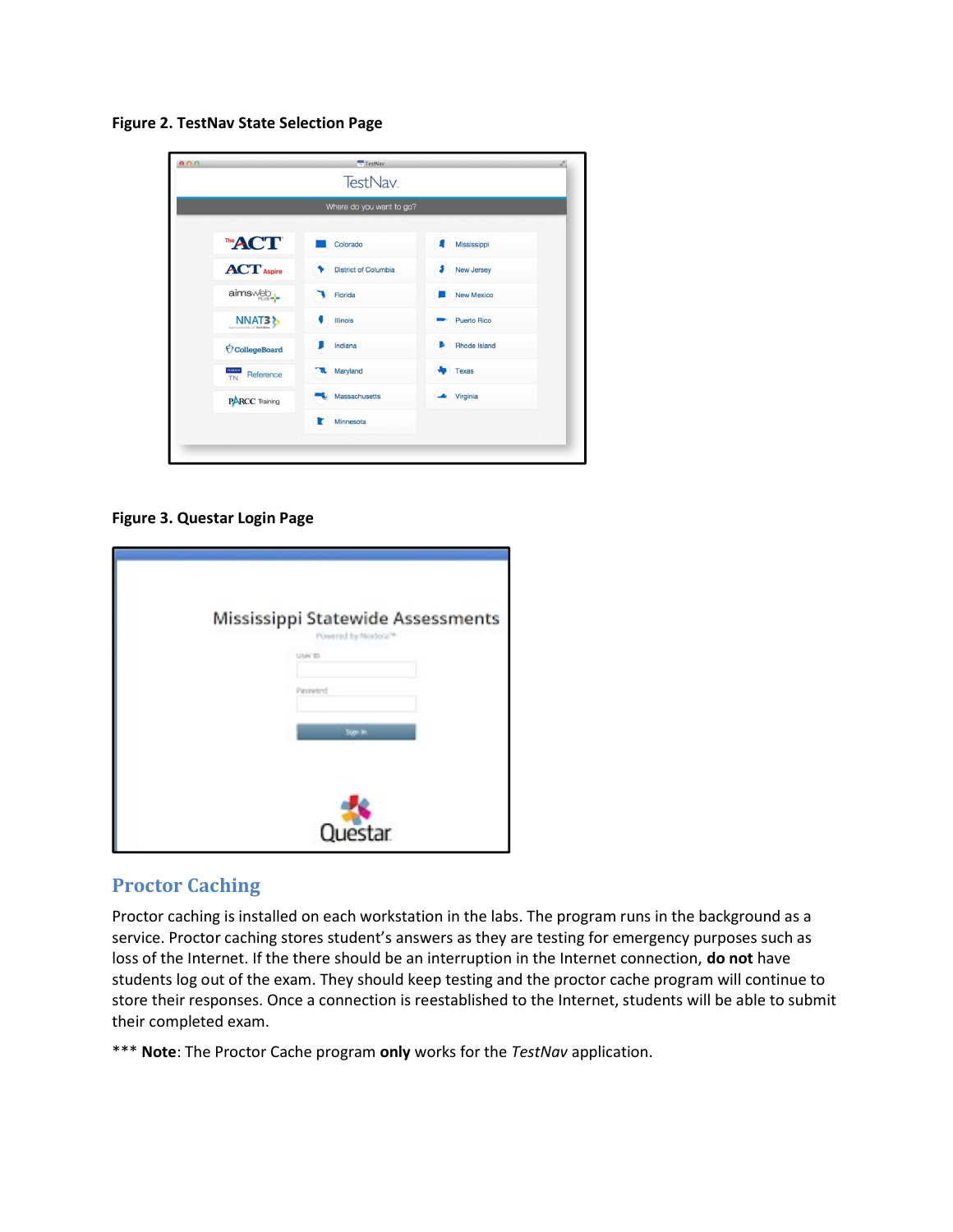**Figure 2. TestNav State Selection Page**

**Figure 3. Questar Login Page**

## Proctor Caching

Proctor caching is installed on each workstation in the labs. The program runs in the background as a service. Proctor caching stores student's answers as they are testing for emergency purposes such as loss of the Internet. If the there should be an interruption in the Internet connection, **do not** have students log out of the exam. They should keep testing and the proctor cache program will continue to store their responses. Once a connection is reestablished to the Internet, students will be able to submit their completed exam.

*** **Note**: The Proctor Cache program **only** works for the *TestNav* application.